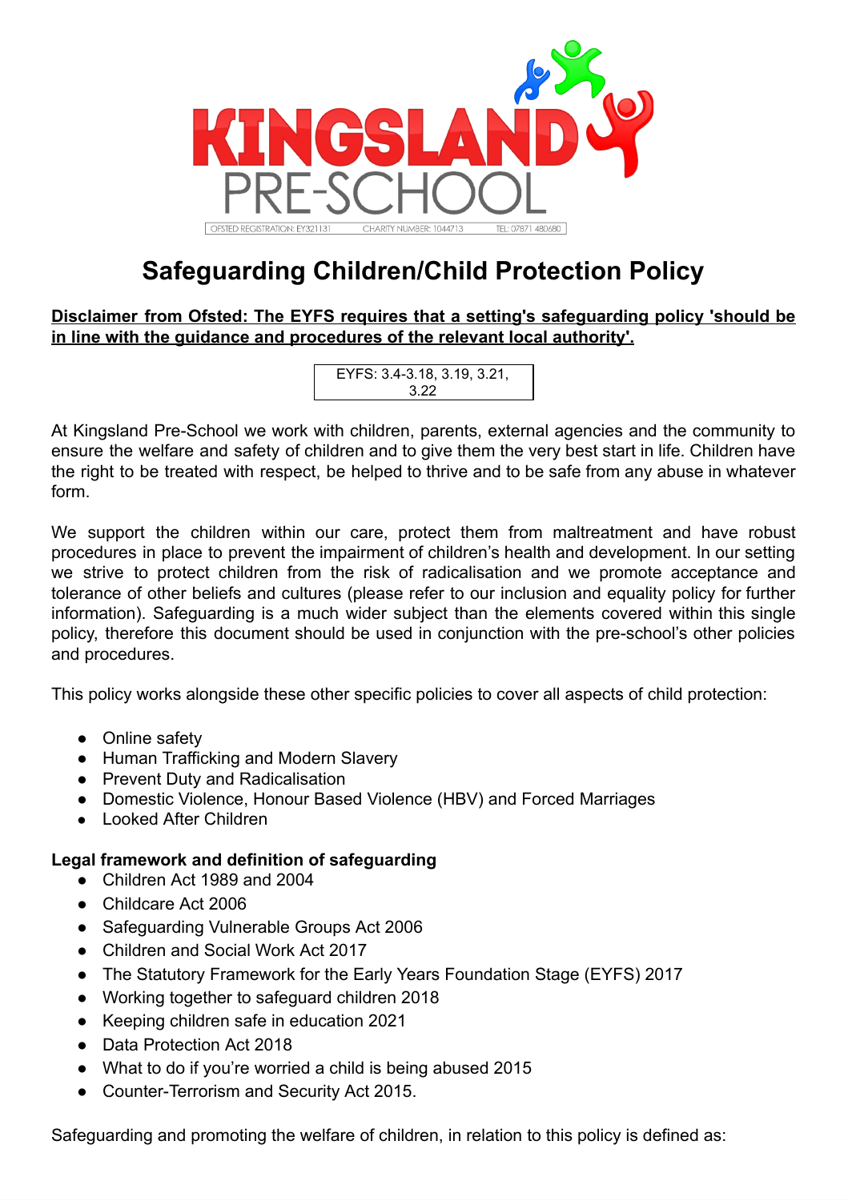KINGSLAND PRE-SCHOOL

OFSTED REGISTRATION: EY321131 CHARITY NUMBER: 1044713 TEL: 07871 480680

# Safeguarding Children/Child Protection Policy

**Disclaimer from Ofsted: The EYFS requires that a setting's safeguarding policy 'should be in line with the guidance and procedures of the relevant local authority'.**

EYFS: 3.4-3.18, 3.19, 3.21, 3.22

At Kingsland Pre-School we work with children, parents, external agencies and the community to ensure the welfare and safety of children and to give them the very best start in life. Children have the right to be treated with respect, be helped to thrive and to be safe from any abuse in whatever form.

We support the children within our care, protect them from maltreatment and have robust procedures in place to prevent the impairment of children's health and development. In our setting we strive to protect children from the risk of radicalisation and we promote acceptance and tolerance of other beliefs and cultures (please refer to our inclusion and equality policy for further information). Safeguarding is a much wider subject than the elements covered within this single policy, therefore this document should be used in conjunction with the pre-school's other policies and procedures.

This policy works alongside these other specific policies to cover all aspects of child protection:

- Online safety
- Human Trafficking and Modern Slavery
- Prevent Duty and Radicalisation
- Domestic Violence, Honour Based Violence (HBV) and Forced Marriages
- Looked After Children

**Legal framework and definition of safeguarding**

- Children Act 1989 and 2004
- Childcare Act 2006
- Safeguarding Vulnerable Groups Act 2006
- Children and Social Work Act 2017
- The Statutory Framework for the Early Years Foundation Stage (EYFS) 2017
- Working together to safeguard children 2018
- Keeping children safe in education 2021
- Data Protection Act 2018
- What to do if you're worried a child is being abused 2015
- Counter-Terrorism and Security Act 2015.

Safeguarding and promoting the welfare of children, in relation to this policy is defined as: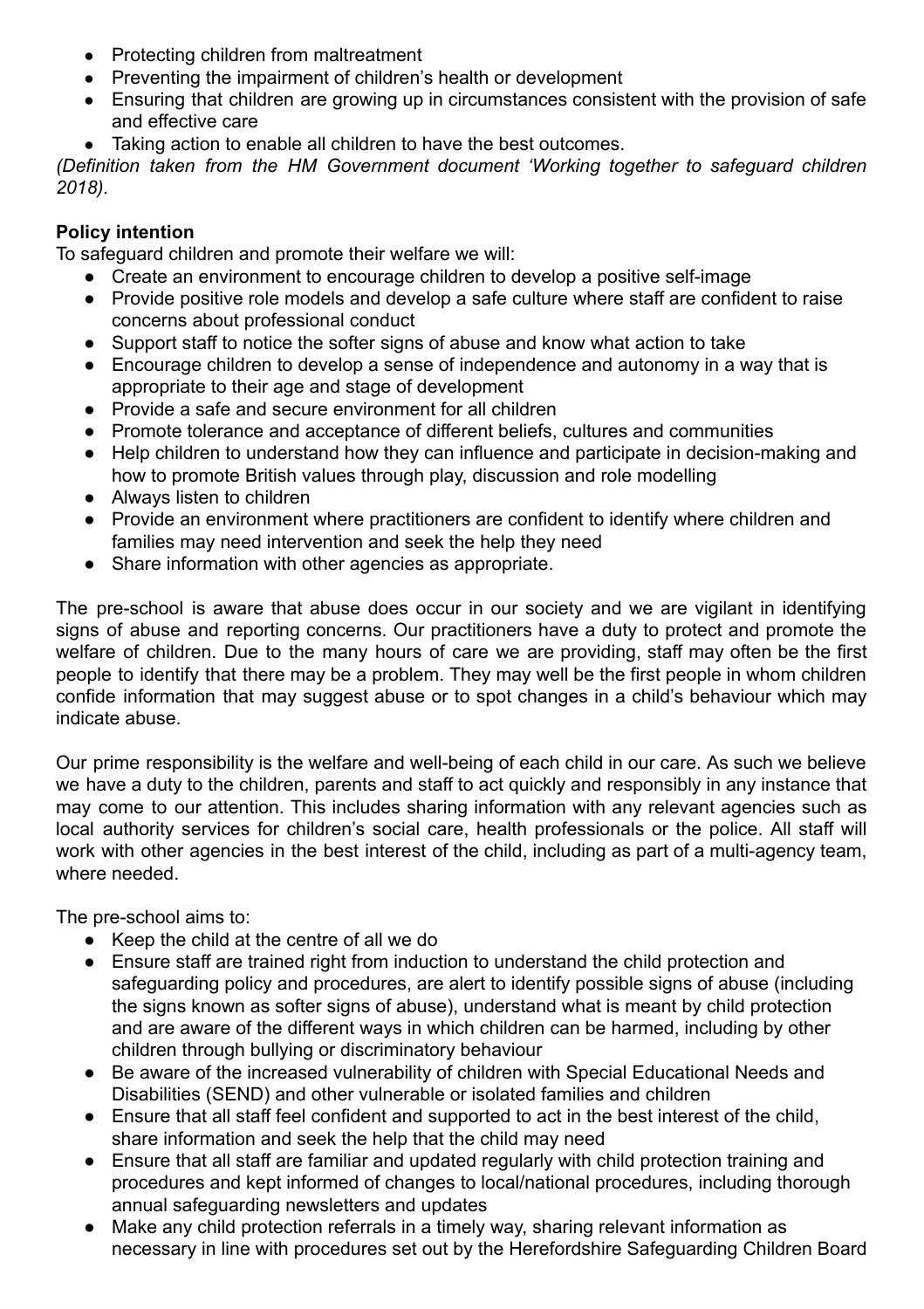- Protecting children from maltreatment
- Preventing the impairment of children's health or development
- Ensuring that children are growing up in circumstances consistent with the provision of safe and effective care
- Taking action to enable all children to have the best outcomes.

*(Definition taken from the HM Government document 'Working together to safeguard children 2018).*

**Policy intention**

To safeguard children and promote their welfare we will:

- Create an environment to encourage children to develop a positive self-image
- Provide positive role models and develop a safe culture where staff are confident to raise concerns about professional conduct
- Support staff to notice the softer signs of abuse and know what action to take
- Encourage children to develop a sense of independence and autonomy in a way that is appropriate to their age and stage of development
- Provide a safe and secure environment for all children
- Promote tolerance and acceptance of different beliefs, cultures and communities
- Help children to understand how they can influence and participate in decision-making and how to promote British values through play, discussion and role modelling
- Always listen to children
- Provide an environment where practitioners are confident to identify where children and families may need intervention and seek the help they need
- Share information with other agencies as appropriate.

The pre-school is aware that abuse does occur in our society and we are vigilant in identifying signs of abuse and reporting concerns. Our practitioners have a duty to protect and promote the welfare of children. Due to the many hours of care we are providing, staff may often be the first people to identify that there may be a problem. They may well be the first people in whom children confide information that may suggest abuse or to spot changes in a child's behaviour which may indicate abuse.

Our prime responsibility is the welfare and well-being of each child in our care. As such we believe we have a duty to the children, parents and staff to act quickly and responsibly in any instance that may come to our attention. This includes sharing information with any relevant agencies such as local authority services for children's social care, health professionals or the police. All staff will work with other agencies in the best interest of the child, including as part of a multi-agency team, where needed.

The pre-school aims to:

- Keep the child at the centre of all we do
- Ensure staff are trained right from induction to understand the child protection and safeguarding policy and procedures, are alert to identify possible signs of abuse (including the signs known as softer signs of abuse), understand what is meant by child protection and are aware of the different ways in which children can be harmed, including by other children through bullying or discriminatory behaviour
- Be aware of the increased vulnerability of children with Special Educational Needs and Disabilities (SEND) and other vulnerable or isolated families and children
- Ensure that all staff feel confident and supported to act in the best interest of the child, share information and seek the help that the child may need
- Ensure that all staff are familiar and updated regularly with child protection training and procedures and kept informed of changes to local/national procedures, including thorough annual safeguarding newsletters and updates
- Make any child protection referrals in a timely way, sharing relevant information as necessary in line with procedures set out by the Herefordshire Safeguarding Children Board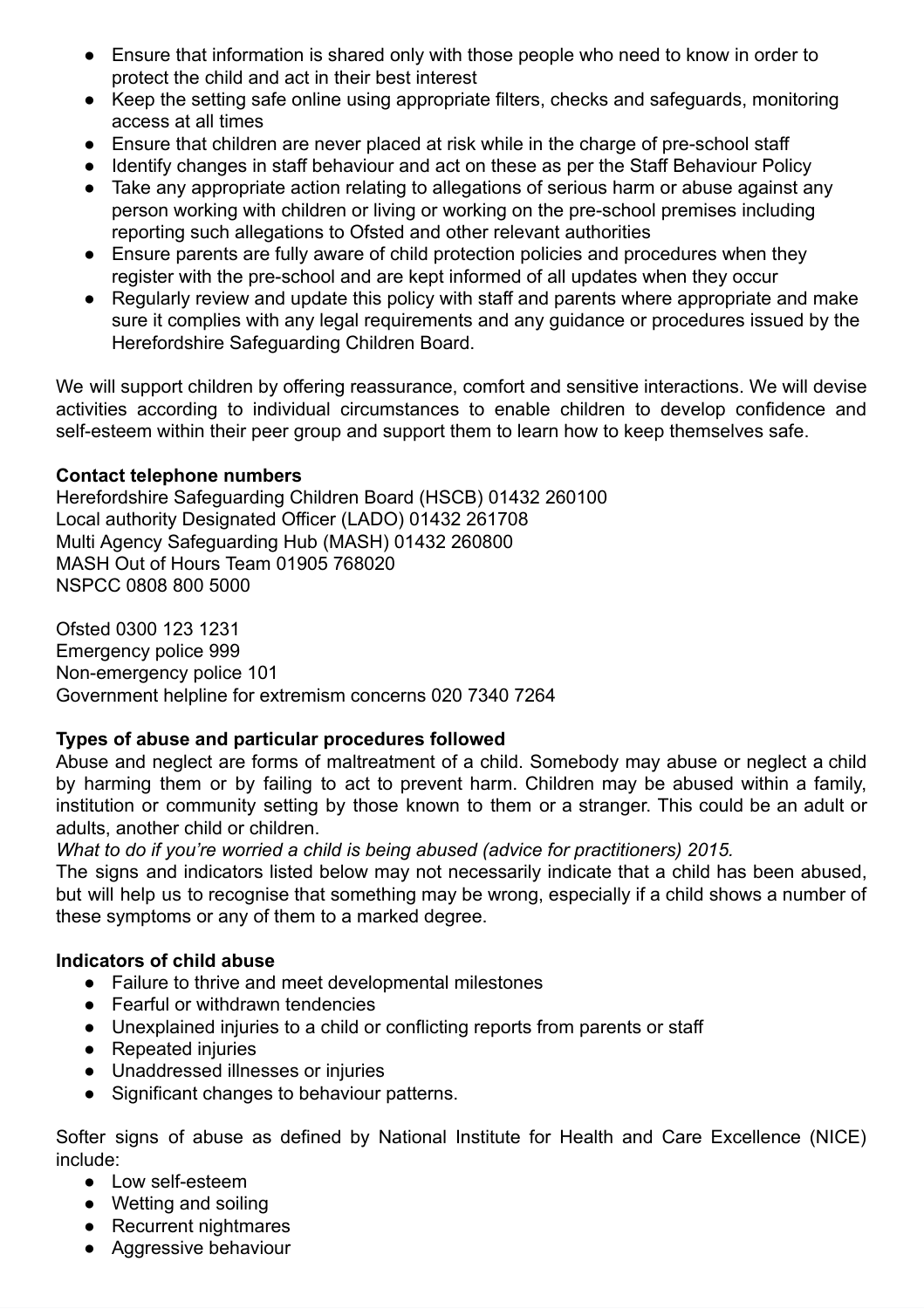- Ensure that information is shared only with those people who need to know in order to protect the child and act in their best interest
- Keep the setting safe online using appropriate filters, checks and safeguards, monitoring access at all times
- Ensure that children are never placed at risk while in the charge of pre-school staff
- Identify changes in staff behaviour and act on these as per the Staff Behaviour Policy
- Take any appropriate action relating to allegations of serious harm or abuse against any person working with children or living or working on the pre-school premises including reporting such allegations to Ofsted and other relevant authorities
- Ensure parents are fully aware of child protection policies and procedures when they register with the pre-school and are kept informed of all updates when they occur
- Regularly review and update this policy with staff and parents where appropriate and make sure it complies with any legal requirements and any guidance or procedures issued by the Herefordshire Safeguarding Children Board.

We will support children by offering reassurance, comfort and sensitive interactions. We will devise activities according to individual circumstances to enable children to develop confidence and self-esteem within their peer group and support them to learn how to keep themselves safe.

**Contact telephone numbers**

Herefordshire Safeguarding Children Board (HSCB) 01432 260100
Local authority Designated Officer (LADO) 01432 261708
Multi Agency Safeguarding Hub (MASH) 01432 260800
MASH Out of Hours Team 01905 768020
NSPCC 0808 800 5000

Ofsted 0300 123 1231
Emergency police 999
Non-emergency police 101
Government helpline for extremism concerns 020 7340 7264

**Types of abuse and particular procedures followed**

Abuse and neglect are forms of maltreatment of a child. Somebody may abuse or neglect a child by harming them or by failing to act to prevent harm. Children may be abused within a family, institution or community setting by those known to them or a stranger. This could be an adult or adults, another child or children.

*What to do if you're worried a child is being abused (advice for practitioners) 2015.*

The signs and indicators listed below may not necessarily indicate that a child has been abused, but will help us to recognise that something may be wrong, especially if a child shows a number of these symptoms or any of them to a marked degree.

**Indicators of child abuse**

- Failure to thrive and meet developmental milestones
- Fearful or withdrawn tendencies
- Unexplained injuries to a child or conflicting reports from parents or staff
- Repeated injuries
- Unaddressed illnesses or injuries
- Significant changes to behaviour patterns.

Softer signs of abuse as defined by National Institute for Health and Care Excellence (NICE) include:

- Low self-esteem
- Wetting and soiling
- Recurrent nightmares
- Aggressive behaviour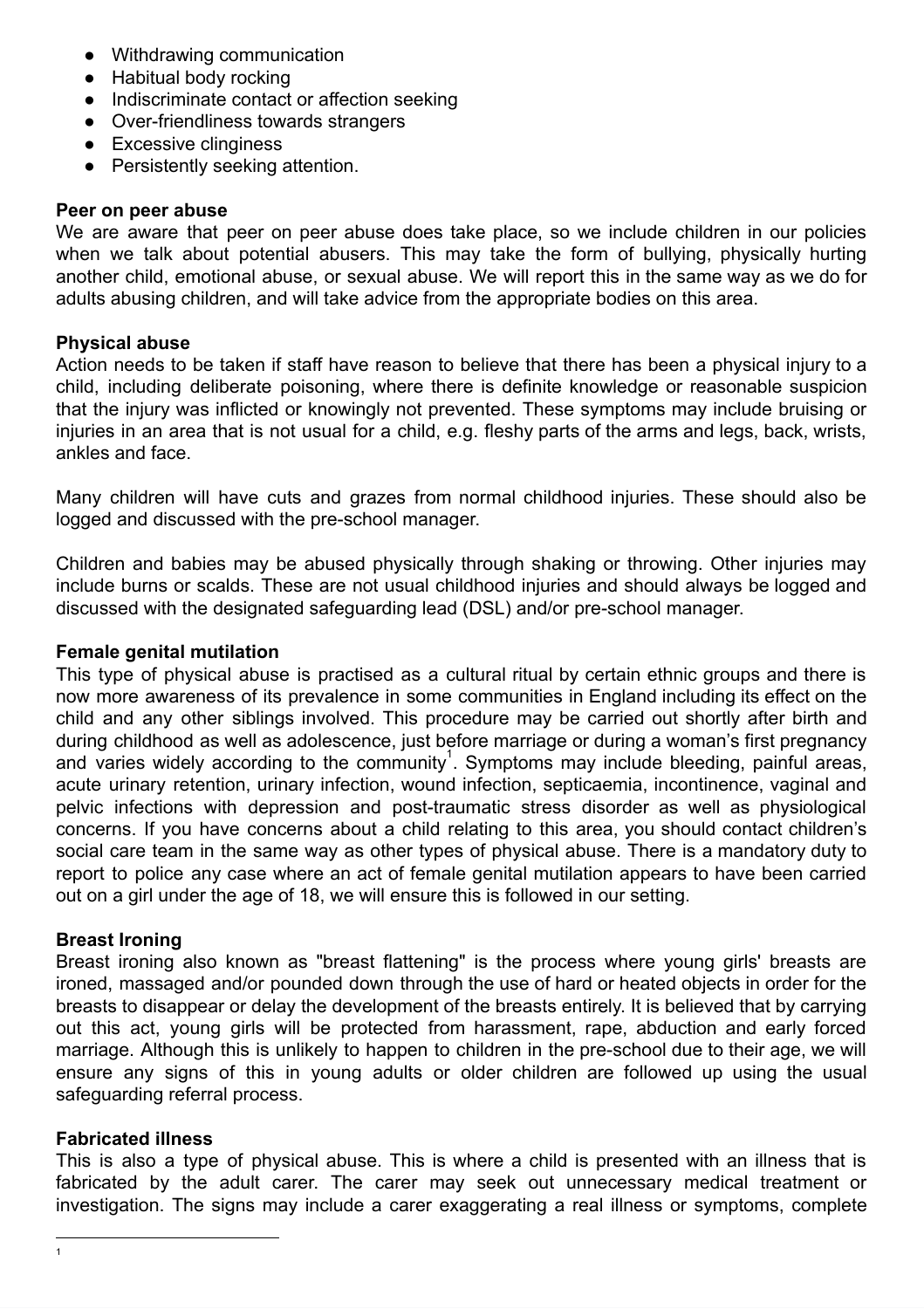- Withdrawing communication
- Habitual body rocking
- Indiscriminate contact or affection seeking
- Over-friendliness towards strangers
- Excessive clinginess
- Persistently seeking attention.

**Peer on peer abuse**

We are aware that peer on peer abuse does take place, so we include children in our policies when we talk about potential abusers. This may take the form of bullying, physically hurting another child, emotional abuse, or sexual abuse. We will report this in the same way as we do for adults abusing children, and will take advice from the appropriate bodies on this area.

**Physical abuse**

Action needs to be taken if staff have reason to believe that there has been a physical injury to a child, including deliberate poisoning, where there is definite knowledge or reasonable suspicion that the injury was inflicted or knowingly not prevented. These symptoms may include bruising or injuries in an area that is not usual for a child, e.g. fleshy parts of the arms and legs, back, wrists, ankles and face.

Many children will have cuts and grazes from normal childhood injuries. These should also be logged and discussed with the pre-school manager.

Children and babies may be abused physically through shaking or throwing. Other injuries may include burns or scalds. These are not usual childhood injuries and should always be logged and discussed with the designated safeguarding lead (DSL) and/or pre-school manager.

**Female genital mutilation**

This type of physical abuse is practised as a cultural ritual by certain ethnic groups and there is now more awareness of its prevalence in some communities in England including its effect on the child and any other siblings involved. This procedure may be carried out shortly after birth and during childhood as well as adolescence, just before marriage or during a woman's first pregnancy and varies widely according to the community[1]. Symptoms may include bleeding, painful areas, acute urinary retention, urinary infection, wound infection, septicaemia, incontinence, vaginal and pelvic infections with depression and post-traumatic stress disorder as well as physiological concerns. If you have concerns about a child relating to this area, you should contact children's social care team in the same way as other types of physical abuse. There is a mandatory duty to report to police any case where an act of female genital mutilation appears to have been carried out on a girl under the age of 18, we will ensure this is followed in our setting.

**Breast Ironing**

Breast ironing also known as "breast flattening" is the process where young girls' breasts are ironed, massaged and/or pounded down through the use of hard or heated objects in order for the breasts to disappear or delay the development of the breasts entirely. It is believed that by carrying out this act, young girls will be protected from harassment, rape, abduction and early forced marriage. Although this is unlikely to happen to children in the pre-school due to their age, we will ensure any signs of this in young adults or older children are followed up using the usual safeguarding referral process.

**Fabricated illness**

This is also a type of physical abuse. This is where a child is presented with an illness that is fabricated by the adult carer. The carer may seek out unnecessary medical treatment or investigation. The signs may include a carer exaggerating a real illness or symptoms, complete

[1]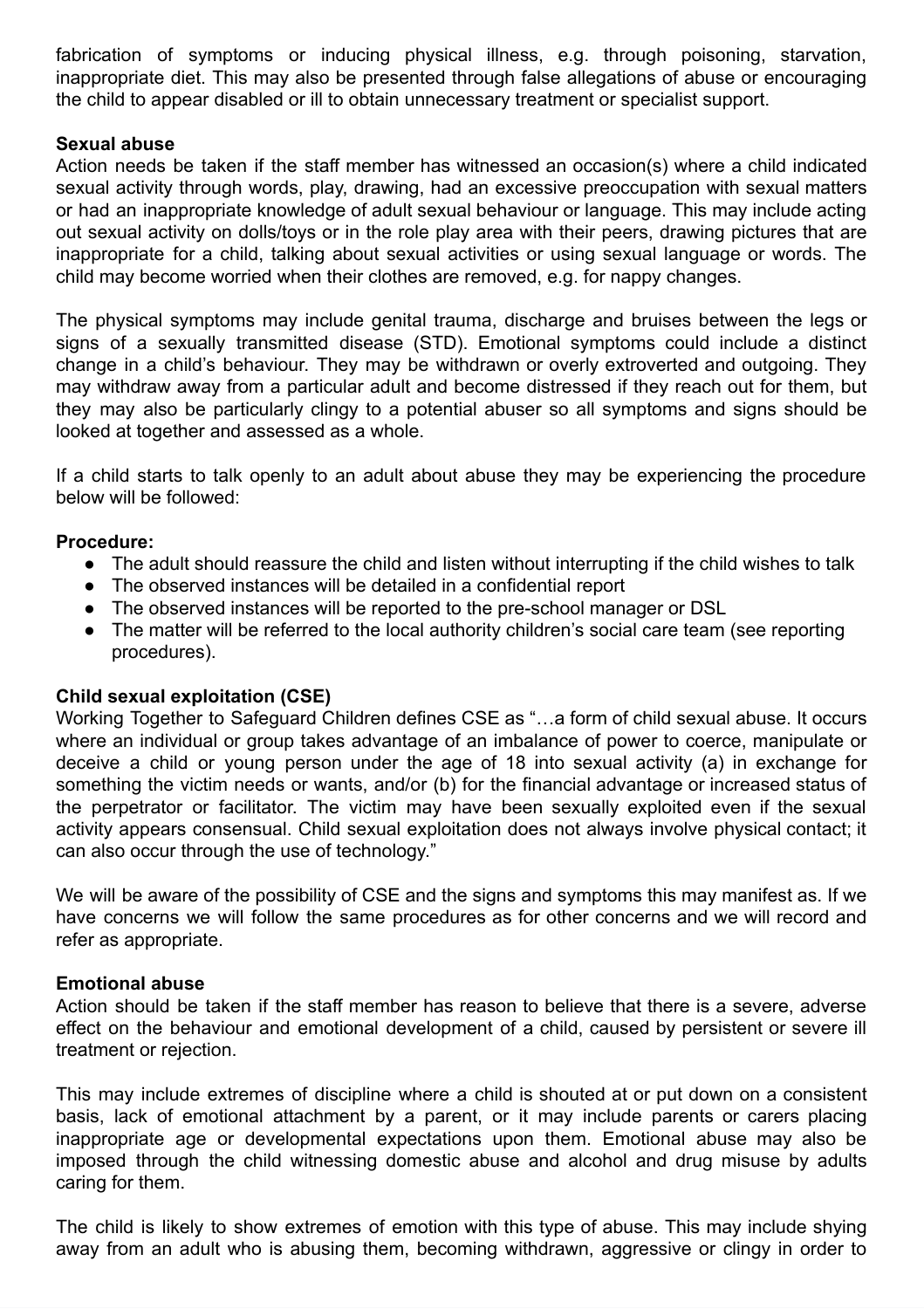fabrication of symptoms or inducing physical illness, e.g. through poisoning, starvation, inappropriate diet. This may also be presented through false allegations of abuse or encouraging the child to appear disabled or ill to obtain unnecessary treatment or specialist support.

**Sexual abuse**

Action needs be taken if the staff member has witnessed an occasion(s) where a child indicated sexual activity through words, play, drawing, had an excessive preoccupation with sexual matters or had an inappropriate knowledge of adult sexual behaviour or language. This may include acting out sexual activity on dolls/toys or in the role play area with their peers, drawing pictures that are inappropriate for a child, talking about sexual activities or using sexual language or words. The child may become worried when their clothes are removed, e.g. for nappy changes.

The physical symptoms may include genital trauma, discharge and bruises between the legs or signs of a sexually transmitted disease (STD). Emotional symptoms could include a distinct change in a child's behaviour. They may be withdrawn or overly extroverted and outgoing. They may withdraw away from a particular adult and become distressed if they reach out for them, but they may also be particularly clingy to a potential abuser so all symptoms and signs should be looked at together and assessed as a whole.

If a child starts to talk openly to an adult about abuse they may be experiencing the procedure below will be followed:

**Procedure:**

- The adult should reassure the child and listen without interrupting if the child wishes to talk
- The observed instances will be detailed in a confidential report
- The observed instances will be reported to the pre-school manager or DSL
- The matter will be referred to the local authority children's social care team (see reporting procedures).

**Child sexual exploitation (CSE)**

Working Together to Safeguard Children defines CSE as "…a form of child sexual abuse. It occurs where an individual or group takes advantage of an imbalance of power to coerce, manipulate or deceive a child or young person under the age of 18 into sexual activity (a) in exchange for something the victim needs or wants, and/or (b) for the financial advantage or increased status of the perpetrator or facilitator. The victim may have been sexually exploited even if the sexual activity appears consensual. Child sexual exploitation does not always involve physical contact; it can also occur through the use of technology."

We will be aware of the possibility of CSE and the signs and symptoms this may manifest as. If we have concerns we will follow the same procedures as for other concerns and we will record and refer as appropriate.

**Emotional abuse**

Action should be taken if the staff member has reason to believe that there is a severe, adverse effect on the behaviour and emotional development of a child, caused by persistent or severe ill treatment or rejection.

This may include extremes of discipline where a child is shouted at or put down on a consistent basis, lack of emotional attachment by a parent, or it may include parents or carers placing inappropriate age or developmental expectations upon them. Emotional abuse may also be imposed through the child witnessing domestic abuse and alcohol and drug misuse by adults caring for them.

The child is likely to show extremes of emotion with this type of abuse. This may include shying away from an adult who is abusing them, becoming withdrawn, aggressive or clingy in order to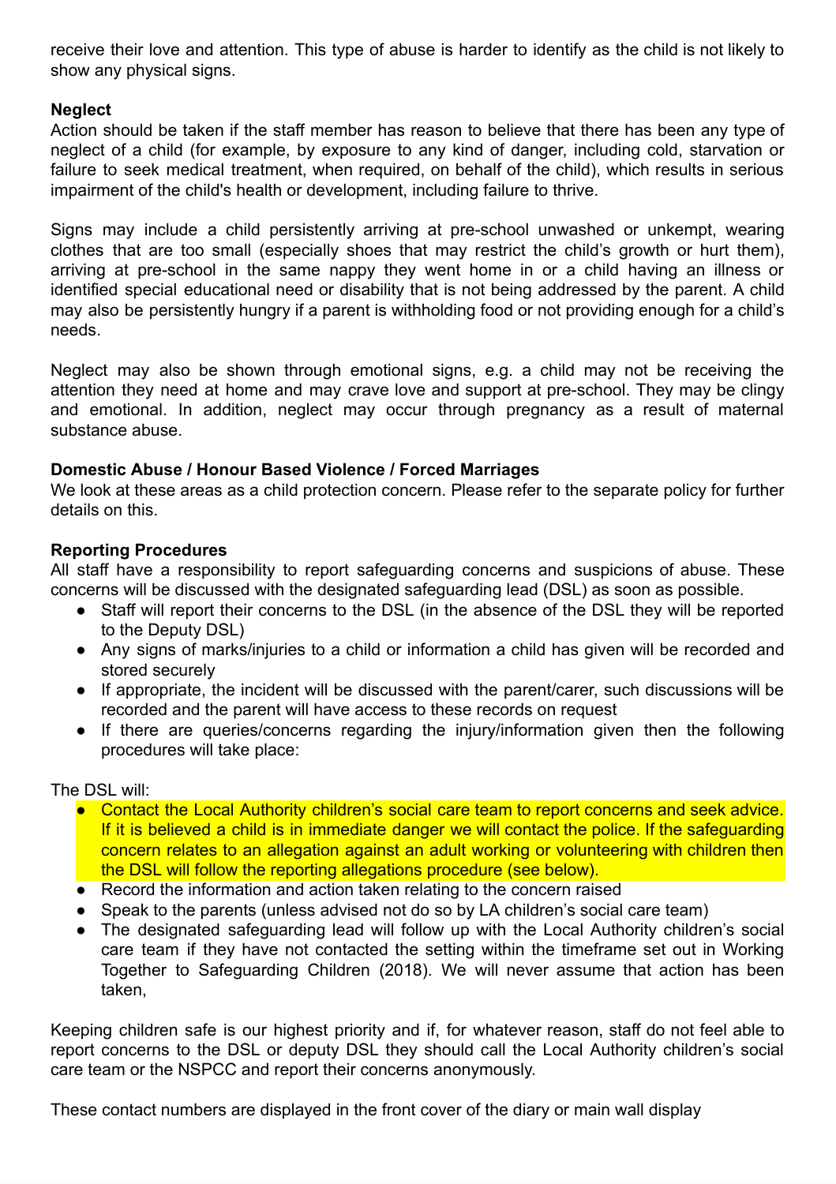receive their love and attention. This type of abuse is harder to identify as the child is not likely to show any physical signs.

**Neglect**

Action should be taken if the staff member has reason to believe that there has been any type of neglect of a child (for example, by exposure to any kind of danger, including cold, starvation or failure to seek medical treatment, when required, on behalf of the child), which results in serious impairment of the child's health or development, including failure to thrive.

Signs may include a child persistently arriving at pre-school unwashed or unkempt, wearing clothes that are too small (especially shoes that may restrict the child's growth or hurt them), arriving at pre-school in the same nappy they went home in or a child having an illness or identified special educational need or disability that is not being addressed by the parent. A child may also be persistently hungry if a parent is withholding food or not providing enough for a child's needs.

Neglect may also be shown through emotional signs, e.g. a child may not be receiving the attention they need at home and may crave love and support at pre-school. They may be clingy and emotional. In addition, neglect may occur through pregnancy as a result of maternal substance abuse.

**Domestic Abuse / Honour Based Violence / Forced Marriages**

We look at these areas as a child protection concern. Please refer to the separate policy for further details on this.

**Reporting Procedures**

All staff have a responsibility to report safeguarding concerns and suspicions of abuse. These concerns will be discussed with the designated safeguarding lead (DSL) as soon as possible.

- Staff will report their concerns to the DSL (in the absence of the DSL they will be reported to the Deputy DSL)
- Any signs of marks/injuries to a child or information a child has given will be recorded and stored securely
- If appropriate, the incident will be discussed with the parent/carer, such discussions will be recorded and the parent will have access to these records on request
- If there are queries/concerns regarding the injury/information given then the following procedures will take place:

The DSL will:

- Contact the Local Authority children's social care team to report concerns and seek advice. If it is believed a child is in immediate danger we will contact the police. If the safeguarding concern relates to an allegation against an adult working or volunteering with children then the DSL will follow the reporting allegations procedure (see below).
- Record the information and action taken relating to the concern raised
- Speak to the parents (unless advised not do so by LA children's social care team)
- The designated safeguarding lead will follow up with the Local Authority children's social care team if they have not contacted the setting within the timeframe set out in Working Together to Safeguarding Children (2018). We will never assume that action has been taken,

Keeping children safe is our highest priority and if, for whatever reason, staff do not feel able to report concerns to the DSL or deputy DSL they should call the Local Authority children's social care team or the NSPCC and report their concerns anonymously.

These contact numbers are displayed in the front cover of the diary or main wall display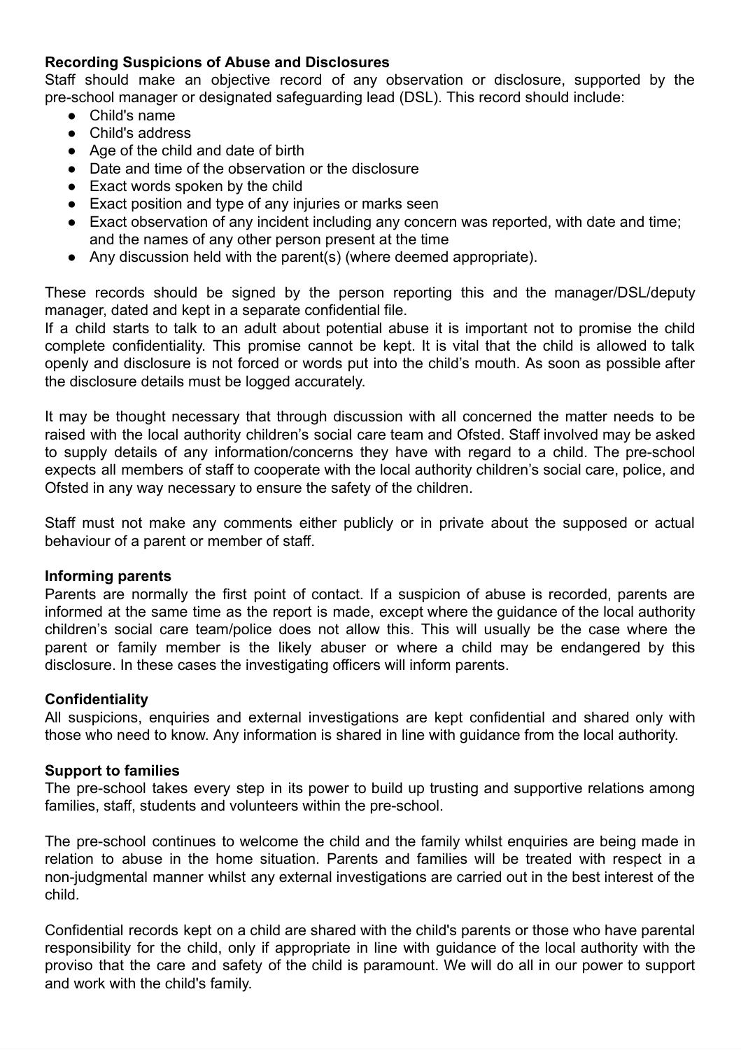**Recording Suspicions of Abuse and Disclosures**

Staff should make an objective record of any observation or disclosure, supported by the pre-school manager or designated safeguarding lead (DSL). This record should include:

- Child's name
- Child's address
- Age of the child and date of birth
- Date and time of the observation or the disclosure
- Exact words spoken by the child
- Exact position and type of any injuries or marks seen
- Exact observation of any incident including any concern was reported, with date and time; and the names of any other person present at the time
- Any discussion held with the parent(s) (where deemed appropriate).

These records should be signed by the person reporting this and the manager/DSL/deputy manager, dated and kept in a separate confidential file.

If a child starts to talk to an adult about potential abuse it is important not to promise the child complete confidentiality. This promise cannot be kept. It is vital that the child is allowed to talk openly and disclosure is not forced or words put into the child's mouth. As soon as possible after the disclosure details must be logged accurately.

It may be thought necessary that through discussion with all concerned the matter needs to be raised with the local authority children's social care team and Ofsted. Staff involved may be asked to supply details of any information/concerns they have with regard to a child. The pre-school expects all members of staff to cooperate with the local authority children's social care, police, and Ofsted in any way necessary to ensure the safety of the children.

Staff must not make any comments either publicly or in private about the supposed or actual behaviour of a parent or member of staff.

**Informing parents**

Parents are normally the first point of contact. If a suspicion of abuse is recorded, parents are informed at the same time as the report is made, except where the guidance of the local authority children's social care team/police does not allow this. This will usually be the case where the parent or family member is the likely abuser or where a child may be endangered by this disclosure. In these cases the investigating officers will inform parents.

**Confidentiality**

All suspicions, enquiries and external investigations are kept confidential and shared only with those who need to know. Any information is shared in line with guidance from the local authority.

**Support to families**

The pre-school takes every step in its power to build up trusting and supportive relations among families, staff, students and volunteers within the pre-school.

The pre-school continues to welcome the child and the family whilst enquiries are being made in relation to abuse in the home situation. Parents and families will be treated with respect in a non-judgmental manner whilst any external investigations are carried out in the best interest of the child.

Confidential records kept on a child are shared with the child's parents or those who have parental responsibility for the child, only if appropriate in line with guidance of the local authority with the proviso that the care and safety of the child is paramount. We will do all in our power to support and work with the child's family.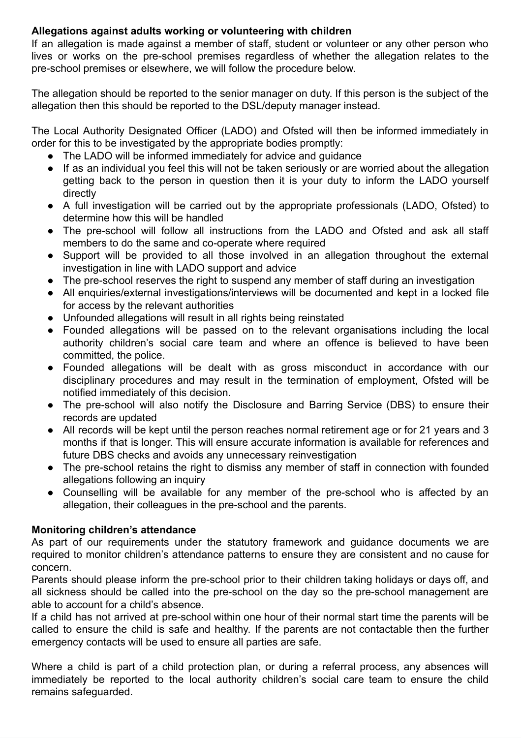**Allegations against adults working or volunteering with children**

If an allegation is made against a member of staff, student or volunteer or any other person who lives or works on the pre-school premises regardless of whether the allegation relates to the pre-school premises or elsewhere, we will follow the procedure below.

The allegation should be reported to the senior manager on duty. If this person is the subject of the allegation then this should be reported to the DSL/deputy manager instead.

The Local Authority Designated Officer (LADO) and Ofsted will then be informed immediately in order for this to be investigated by the appropriate bodies promptly:

- The LADO will be informed immediately for advice and guidance
- If as an individual you feel this will not be taken seriously or are worried about the allegation getting back to the person in question then it is your duty to inform the LADO yourself directly
- A full investigation will be carried out by the appropriate professionals (LADO, Ofsted) to determine how this will be handled
- The pre-school will follow all instructions from the LADO and Ofsted and ask all staff members to do the same and co-operate where required
- Support will be provided to all those involved in an allegation throughout the external investigation in line with LADO support and advice
- The pre-school reserves the right to suspend any member of staff during an investigation
- All enquiries/external investigations/interviews will be documented and kept in a locked file for access by the relevant authorities
- Unfounded allegations will result in all rights being reinstated
- Founded allegations will be passed on to the relevant organisations including the local authority children's social care team and where an offence is believed to have been committed, the police.
- Founded allegations will be dealt with as gross misconduct in accordance with our disciplinary procedures and may result in the termination of employment, Ofsted will be notified immediately of this decision.
- The pre-school will also notify the Disclosure and Barring Service (DBS) to ensure their records are updated
- All records will be kept until the person reaches normal retirement age or for 21 years and 3 months if that is longer. This will ensure accurate information is available for references and future DBS checks and avoids any unnecessary reinvestigation
- The pre-school retains the right to dismiss any member of staff in connection with founded allegations following an inquiry
- Counselling will be available for any member of the pre-school who is affected by an allegation, their colleagues in the pre-school and the parents.

**Monitoring children's attendance**

As part of our requirements under the statutory framework and guidance documents we are required to monitor children's attendance patterns to ensure they are consistent and no cause for concern.

Parents should please inform the pre-school prior to their children taking holidays or days off, and all sickness should be called into the pre-school on the day so the pre-school management are able to account for a child's absence.

If a child has not arrived at pre-school within one hour of their normal start time the parents will be called to ensure the child is safe and healthy. If the parents are not contactable then the further emergency contacts will be used to ensure all parties are safe.

Where a child is part of a child protection plan, or during a referral process, any absences will immediately be reported to the local authority children's social care team to ensure the child remains safeguarded.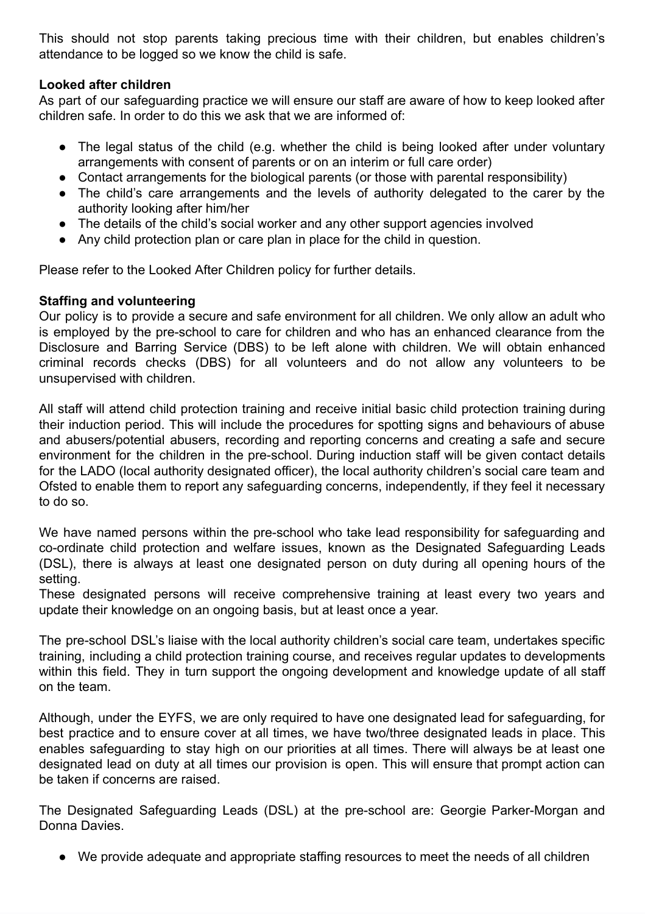This should not stop parents taking precious time with their children, but enables children's attendance to be logged so we know the child is safe.

**Looked after children**

As part of our safeguarding practice we will ensure our staff are aware of how to keep looked after children safe. In order to do this we ask that we are informed of:

- The legal status of the child (e.g. whether the child is being looked after under voluntary arrangements with consent of parents or on an interim or full care order)
- Contact arrangements for the biological parents (or those with parental responsibility)
- The child's care arrangements and the levels of authority delegated to the carer by the authority looking after him/her
- The details of the child's social worker and any other support agencies involved
- Any child protection plan or care plan in place for the child in question.

Please refer to the Looked After Children policy for further details.

**Staffing and volunteering**

Our policy is to provide a secure and safe environment for all children. We only allow an adult who is employed by the pre-school to care for children and who has an enhanced clearance from the Disclosure and Barring Service (DBS) to be left alone with children. We will obtain enhanced criminal records checks (DBS) for all volunteers and do not allow any volunteers to be unsupervised with children.

All staff will attend child protection training and receive initial basic child protection training during their induction period. This will include the procedures for spotting signs and behaviours of abuse and abusers/potential abusers, recording and reporting concerns and creating a safe and secure environment for the children in the pre-school. During induction staff will be given contact details for the LADO (local authority designated officer), the local authority children's social care team and Ofsted to enable them to report any safeguarding concerns, independently, if they feel it necessary to do so.

We have named persons within the pre-school who take lead responsibility for safeguarding and co-ordinate child protection and welfare issues, known as the Designated Safeguarding Leads (DSL), there is always at least one designated person on duty during all opening hours of the setting.

These designated persons will receive comprehensive training at least every two years and update their knowledge on an ongoing basis, but at least once a year.

The pre-school DSL's liaise with the local authority children's social care team, undertakes specific training, including a child protection training course, and receives regular updates to developments within this field. They in turn support the ongoing development and knowledge update of all staff on the team.

Although, under the EYFS, we are only required to have one designated lead for safeguarding, for best practice and to ensure cover at all times, we have two/three designated leads in place. This enables safeguarding to stay high on our priorities at all times. There will always be at least one designated lead on duty at all times our provision is open. This will ensure that prompt action can be taken if concerns are raised.

The Designated Safeguarding Leads (DSL) at the pre-school are: Georgie Parker-Morgan and Donna Davies.

- We provide adequate and appropriate staffing resources to meet the needs of all children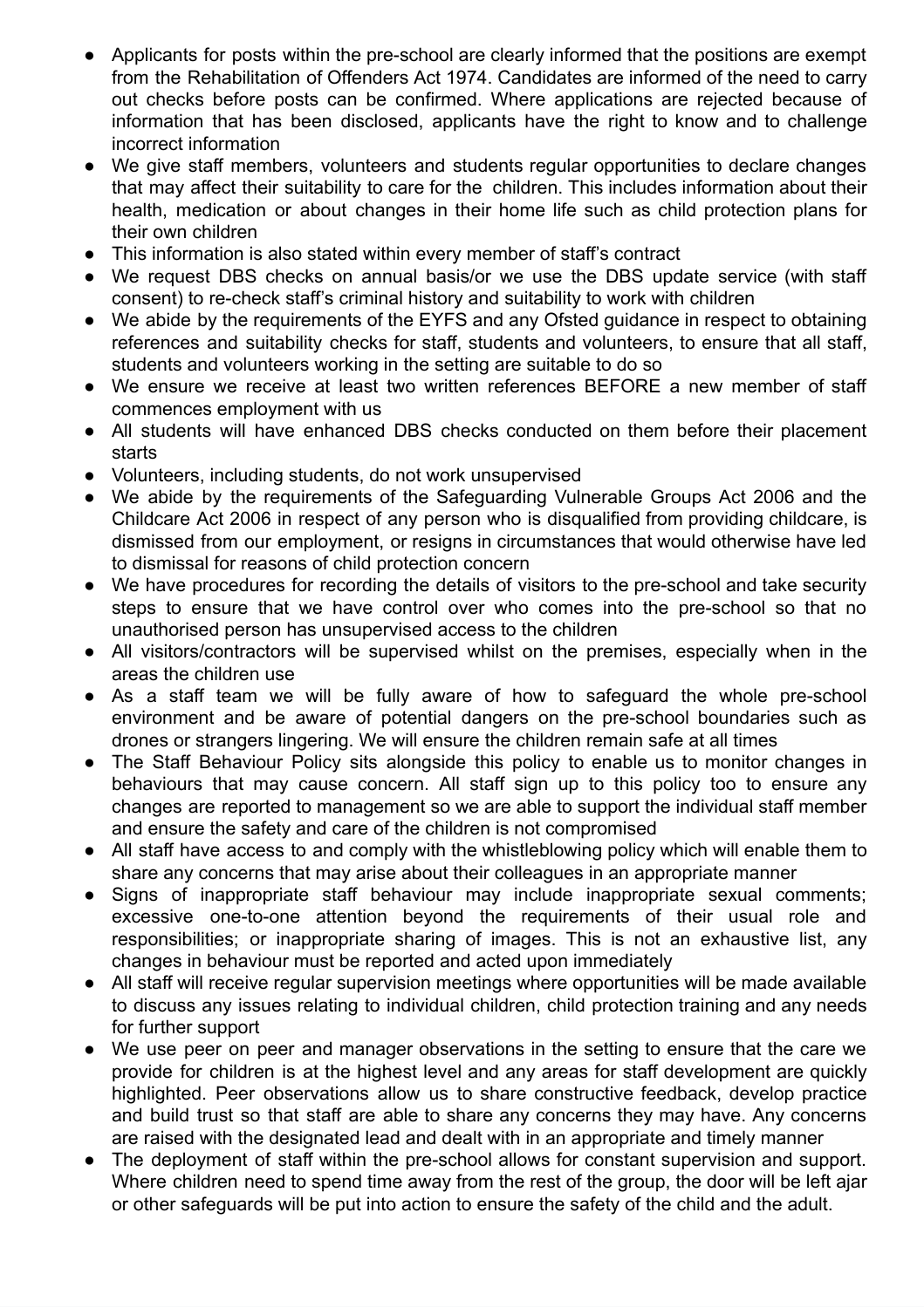- Applicants for posts within the pre-school are clearly informed that the positions are exempt from the Rehabilitation of Offenders Act 1974. Candidates are informed of the need to carry out checks before posts can be confirmed. Where applications are rejected because of information that has been disclosed, applicants have the right to know and to challenge incorrect information
- We give staff members, volunteers and students regular opportunities to declare changes that may affect their suitability to care for the children. This includes information about their health, medication or about changes in their home life such as child protection plans for their own children
- This information is also stated within every member of staff's contract
- We request DBS checks on annual basis/or we use the DBS update service (with staff consent) to re-check staff's criminal history and suitability to work with children
- We abide by the requirements of the EYFS and any Ofsted guidance in respect to obtaining references and suitability checks for staff, students and volunteers, to ensure that all staff, students and volunteers working in the setting are suitable to do so
- We ensure we receive at least two written references BEFORE a new member of staff commences employment with us
- All students will have enhanced DBS checks conducted on them before their placement starts
- Volunteers, including students, do not work unsupervised
- We abide by the requirements of the Safeguarding Vulnerable Groups Act 2006 and the Childcare Act 2006 in respect of any person who is disqualified from providing childcare, is dismissed from our employment, or resigns in circumstances that would otherwise have led to dismissal for reasons of child protection concern
- We have procedures for recording the details of visitors to the pre-school and take security steps to ensure that we have control over who comes into the pre-school so that no unauthorised person has unsupervised access to the children
- All visitors/contractors will be supervised whilst on the premises, especially when in the areas the children use
- As a staff team we will be fully aware of how to safeguard the whole pre-school environment and be aware of potential dangers on the pre-school boundaries such as drones or strangers lingering. We will ensure the children remain safe at all times
- The Staff Behaviour Policy sits alongside this policy to enable us to monitor changes in behaviours that may cause concern. All staff sign up to this policy too to ensure any changes are reported to management so we are able to support the individual staff member and ensure the safety and care of the children is not compromised
- All staff have access to and comply with the whistleblowing policy which will enable them to share any concerns that may arise about their colleagues in an appropriate manner
- Signs of inappropriate staff behaviour may include inappropriate sexual comments; excessive one-to-one attention beyond the requirements of their usual role and responsibilities; or inappropriate sharing of images. This is not an exhaustive list, any changes in behaviour must be reported and acted upon immediately
- All staff will receive regular supervision meetings where opportunities will be made available to discuss any issues relating to individual children, child protection training and any needs for further support
- We use peer on peer and manager observations in the setting to ensure that the care we provide for children is at the highest level and any areas for staff development are quickly highlighted. Peer observations allow us to share constructive feedback, develop practice and build trust so that staff are able to share any concerns they may have. Any concerns are raised with the designated lead and dealt with in an appropriate and timely manner
- The deployment of staff within the pre-school allows for constant supervision and support. Where children need to spend time away from the rest of the group, the door will be left ajar or other safeguards will be put into action to ensure the safety of the child and the adult.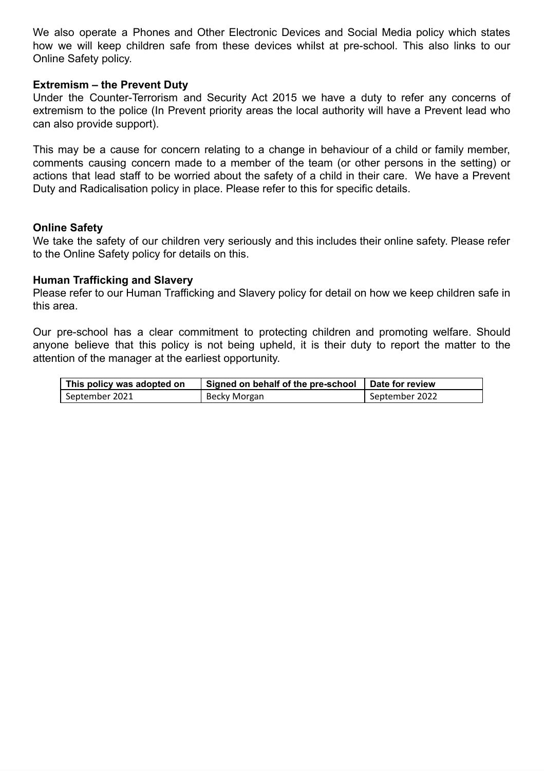We also operate a Phones and Other Electronic Devices and Social Media policy which states how we will keep children safe from these devices whilst at pre-school. This also links to our Online Safety policy.

**Extremism – the Prevent Duty**

Under the Counter-Terrorism and Security Act 2015 we have a duty to refer any concerns of extremism to the police (In Prevent priority areas the local authority will have a Prevent lead who can also provide support).

This may be a cause for concern relating to a change in behaviour of a child or family member, comments causing concern made to a member of the team (or other persons in the setting) or actions that lead staff to be worried about the safety of a child in their care. We have a Prevent Duty and Radicalisation policy in place. Please refer to this for specific details.

**Online Safety**

We take the safety of our children very seriously and this includes their online safety. Please refer to the Online Safety policy for details on this.

**Human Trafficking and Slavery**

Please refer to our Human Trafficking and Slavery policy for detail on how we keep children safe in this area.

Our pre-school has a clear commitment to protecting children and promoting welfare. Should anyone believe that this policy is not being upheld, it is their duty to report the matter to the attention of the manager at the earliest opportunity.

| This policy was adopted on | Signed on behalf of the pre-school | Date for review |
| --- | --- | --- |
| September 2021 | Becky Morgan | September 2022 |